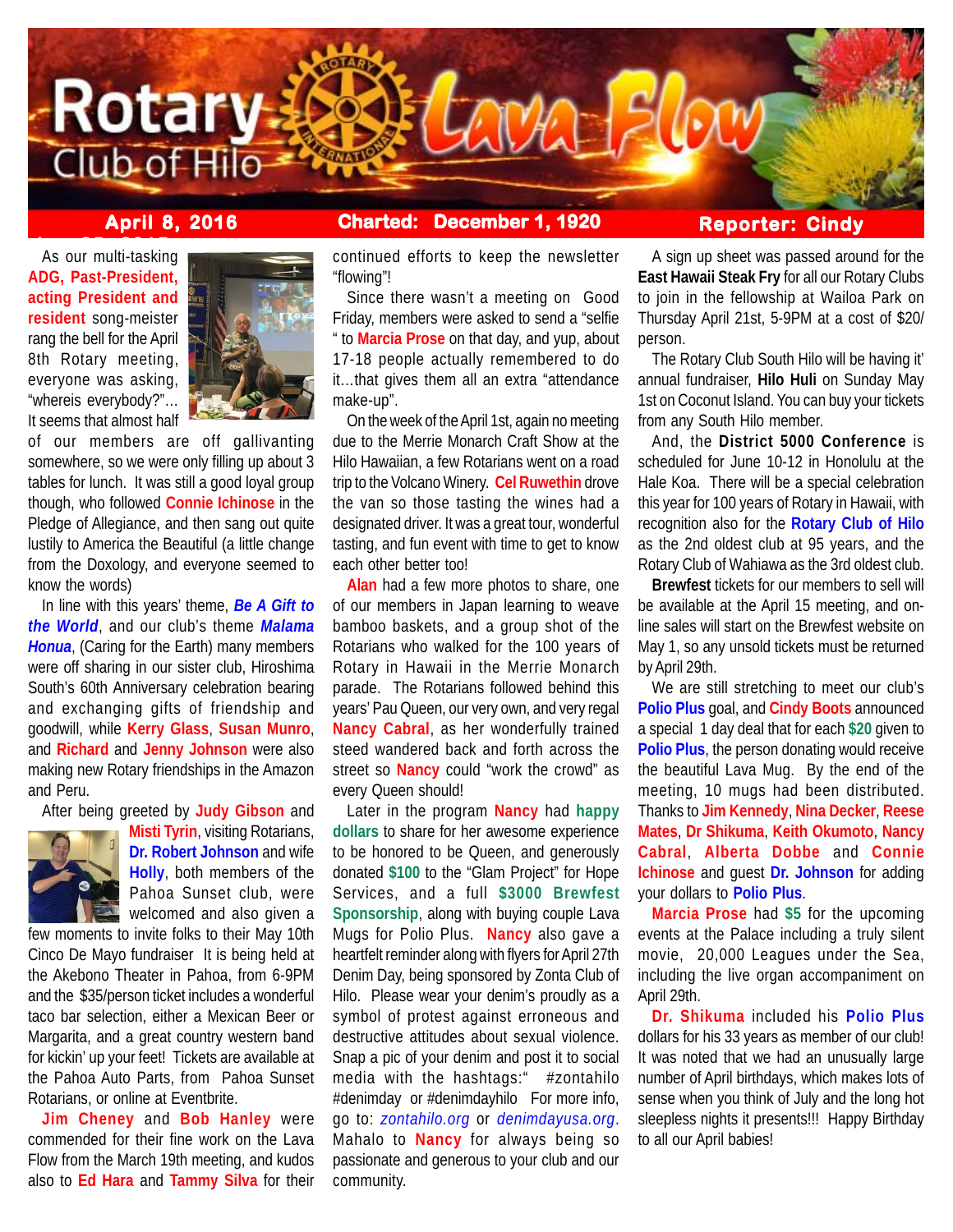# Rotary Club of Hilo — Lava Flow

**April 8, 2016** | **Charted: December 1, 1920** | **Reporter: Cindy**

As our multi-tasking **ADG, Past-President, acting President and resident** song-meister rang the bell for the April 8th Rotary meeting, everyone was asking, "whereis everybody?"… It seems that almost half of our members are off gallivanting somewhere, so we were only filling up about 3 tables for lunch. It was still a good loyal group though, who followed **Connie Ichinose** in the Pledge of Allegiance, and then sang out quite lustily to America the Beautiful (a little change from the Doxology, and everyone seemed to know the words)

In line with this years' theme, ***Be A Gift to the World***, and our club's theme ***Malama Honua***, (Caring for the Earth) many members were off sharing in our sister club, Hiroshima South's 60th Anniversary celebration bearing and exchanging gifts of friendship and goodwill, while **Kerry Glass**, **Susan Munro**, and **Richard** and **Jenny Johnson** were also making new Rotary friendships in the Amazon and Peru.

After being greeted by **Judy Gibson** and **Misti Tyrin**, visiting Rotarians, **Dr. Robert Johnson** and wife **Holly**, both members of the Pahoa Sunset club, were welcomed and also given a few moments to invite folks to their May 10th Cinco De Mayo fundraiser It is being held at the Akebono Theater in Pahoa, from 6-9PM and the $35/person ticket includes a wonderful taco bar selection, either a Mexican Beer or Margarita, and a great country western band for kickin' up your feet! Tickets are available at the Pahoa Auto Parts, from Pahoa Sunset Rotarians, or online at Eventbrite.

**Jim Cheney** and **Bob Hanley** were commended for their fine work on the Lava Flow from the March 19th meeting, and kudos also to **Ed Hara** and **Tammy Silva** for their continued efforts to keep the newsletter "flowing"!

Since there wasn't a meeting on Good Friday, members were asked to send a "selfie " to **Marcia Prose** on that day, and yup, about 17-18 people actually remembered to do it…that gives them all an extra "attendance make-up".

On the week of the April 1st, again no meeting due to the Merrie Monarch Craft Show at the Hilo Hawaiian, a few Rotarians went on a road trip to the Volcano Winery. **Cel Ruwethin** drove the van so those tasting the wines had a designated driver. It was a great tour, wonderful tasting, and fun event with time to get to know each other better too!

**Alan** had a few more photos to share, one of our members in Japan learning to weave bamboo baskets, and a group shot of the Rotarians who walked for the 100 years of Rotary in Hawaii in the Merrie Monarch parade. The Rotarians followed behind this years' Pau Queen, our very own, and very regal **Nancy Cabral**, as her wonderfully trained steed wandered back and forth across the street so **Nancy** could "work the crowd" as every Queen should!

Later in the program **Nancy** had **happy dollars** to share for her awesome experience to be honored to be Queen, and generously donated **$100** to the "Glam Project" for Hope Services, and a full **$3000 Brewfest Sponsorship**, along with buying couple Lava Mugs for Polio Plus. **Nancy** also gave a heartfelt reminder along with flyers for April 27th Denim Day, being sponsored by Zonta Club of Hilo. Please wear your denim's proudly as a symbol of protest against erroneous and destructive attitudes about sexual violence. Snap a pic of your denim and post it to social media with the hashtags:" #zontahilo #denimday or #denimdayhilo For more info, go to: *zontahilo.org* or *denimdayusa.org*. Mahalo to **Nancy** for always being so passionate and generous to your club and our community.

A sign up sheet was passed around for the **East Hawaii Steak Fry** for all our Rotary Clubs to join in the fellowship at Wailoa Park on Thursday April 21st, 5-9PM at a cost of $20/ person.

The Rotary Club South Hilo will be having it' annual fundraiser, **Hilo Huli** on Sunday May 1st on Coconut Island. You can buy your tickets from any South Hilo member.

And, the **District 5000 Conference** is scheduled for June 10-12 in Honolulu at the Hale Koa. There will be a special celebration this year for 100 years of Rotary in Hawaii, with recognition also for the **Rotary Club of Hilo** as the 2nd oldest club at 95 years, and the Rotary Club of Wahiawa as the 3rd oldest club.

**Brewfest** tickets for our members to sell will be available at the April 15 meeting, and on-line sales will start on the Brewfest website on May 1, so any unsold tickets must be returned by April 29th.

We are still stretching to meet our club's **Polio Plus** goal, and **Cindy Boots** announced a special 1 day deal that for each **$20** given to **Polio Plus**, the person donating would receive the beautiful Lava Mug. By the end of the meeting, 10 mugs had been distributed. Thanks to **Jim Kennedy**, **Nina Decker**, **Reese Mates**, **Dr Shikuma**, **Keith Okumoto**, **Nancy Cabral**, **Alberta Dobbe** and **Connie Ichinose** and guest **Dr. Johnson** for adding your dollars to **Polio Plus**.

**Marcia Prose** had **$5** for the upcoming events at the Palace including a truly silent movie, 20,000 Leagues under the Sea, including the live organ accompaniment on April 29th.

**Dr. Shikuma** included his **Polio Plus** dollars for his 33 years as member of our club! It was noted that we had an unusually large number of April birthdays, which makes lots of sense when you think of July and the long hot sleepless nights it presents!!! Happy Birthday to all our April babies!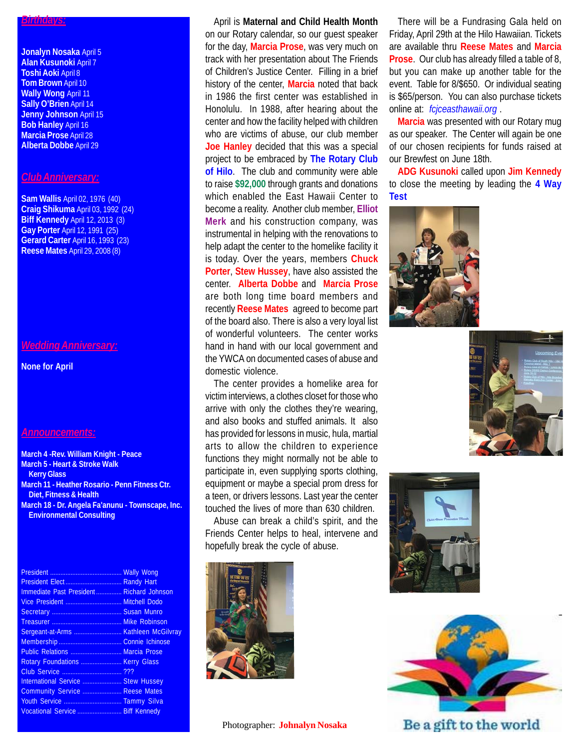## *Birthdays:*

**Jonalyn Nosaka** April 5
**Alan Kusunoki** April 7
**Toshi Aoki** April 8
**Tom Brown** April 10
**Wally Wong** April 11
**Sally O'Brien** April 14
**Jenny Johnson** April 15
**Bob Hanley** April 16
**Marcia Prose** April 28
**Alberta Dobbe** April 29

## *Club Anniversary:*

**Sam Wallis** April 02, 1976 (40)
**Craig Shikuma** April 03, 1992 (24)
**Biff Kennedy** April 12, 2013 (3)
**Gay Porter** April 12, 1991 (25)
**Gerard Carter** April 16, 1993 (23)
**Reese Mates** April 29, 2008 (8)

## *Wedding Anniversary:*

**None for April**

## *Announcements:*

**March 4 -Rev. William Knight - Peace**
**March 5 - Heart & Stroke Walk**
**Kerry Glass**
**March 11 - Heather Rosario - Penn Fitness Ctr.**
**Diet, Fitness & Health**
**March 18 - Dr. Angela Fa'anunu - Townscape, Inc.**
**Environmental Consulting**

| | |
|---|---|
| President | Wally Wong |
| President Elect | Randy Hart |
| Immediate Past President | Richard Johnson |
| Vice President | Mitchell Dodo |
| Secretary | Susan Munro |
| Treasurer | Mike Robinson |
| Sergeant-at-Arms | Kathleen McGilvray |
| Membership | Connie Ichinose |
| Public Relations | Marcia Prose |
| Rotary Foundations | Kerry Glass |
| Club Service | ??? |
| International Service | Stew Hussey |
| Community Service | Reese Mates |
| Youth Service | Tammy Silva |
| Vocational Service | Biff Kennedy |

April is **Maternal and Child Health Month** on our Rotary calendar, so our guest speaker for the day, **Marcia Prose**, was very much on track with her presentation about The Friends of Children's Justice Center. Filling in a brief history of the center, **Marcia** noted that back in 1986 the first center was established in Honolulu. In 1988, after hearing about the center and how the facility helped with children who are victims of abuse, our club member **Joe Hanley** decided that this was a special project to be embraced by **The Rotary Club of Hilo**. The club and community were able to raise **$92,000** through grants and donations which enabled the East Hawaii Center to become a reality. Another club member, **Elliot Merk** and his construction company, was instrumental in helping with the renovations to help adapt the center to the homelike facility it is today. Over the years, members **Chuck Porter**, **Stew Hussey**, have also assisted the center. **Alberta Dobbe** and **Marcia Prose** are both long time board members and recently **Reese Mates** agreed to become part of the board also. There is also a very loyal list of wonderful volunteers. The center works hand in hand with our local government and the YWCA on documented cases of abuse and domestic violence.

The center provides a homelike area for victim interviews, a clothes closet for those who arrive with only the clothes they're wearing, and also books and stuffed animals. It also has provided for lessons in music, hula, martial arts to allow the children to experience functions they might normally not be able to participate in, even supplying sports clothing, equipment or maybe a special prom dress for a teen, or drivers lessons. Last year the center touched the lives of more than 630 children.

Abuse can break a child's spirit, and the Friends Center helps to heal, intervene and hopefully break the cycle of abuse.

There will be a Fundrasing Gala held on Friday, April 29th at the Hilo Hawaiian. Tickets are available thru **Reese Mates** and **Marcia Prose**. Our club has already filled a table of 8, but you can make up another table for the event. Table for 8/$650. Or individual seating is $65/person. You can also purchase tickets online at: *fcjceasthawaii.org* .

**Marcia** was presented with our Rotary mug as our speaker. The Center will again be one of our chosen recipients for funds raised at our Brewfest on June 18th.

**ADG Kusunoki** called upon **Jim Kennedy** to close the meeting by leading the **4 Way Test**

Photographer: **Johnalyn Nosaka**

Be a gift to the world